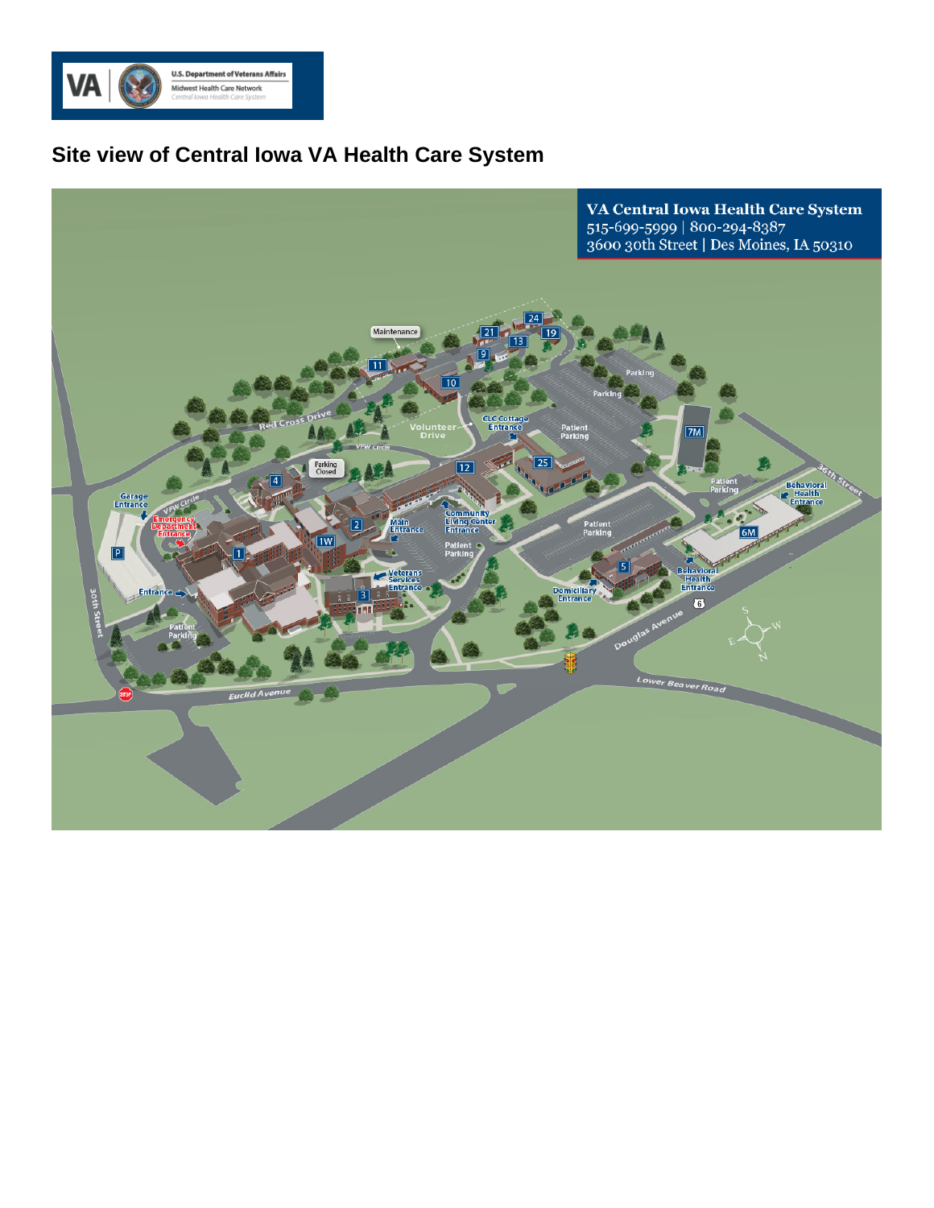U.S. Department of Veterans Affairs
Midwest Health Care Network
Central Iowa Health Care System

# Site view of Central Iowa VA Health Care System

**VA Central Iowa Health Care System**
515-699-5999 | 800-294-8387
3600 30th Street | Des Moines, IA 50310

Maintenance
24
21
19
13
9
11
10
Parking
Parking
Red Cross Drive
Volunteer Drive
CLC Cottage Entrance
Patient Parking
7M
VFW Circle
Parking Closed
12
25
4
Garage Entrance
VFW Circle
Emergency Department Entrance
2
Main Entrance
Community Living Center Entrance
Patient Parking
Patient Parking
36th Street
Behavioral Health Entrance
6M
P
1
1W
Patient Parking
5
Behavioral Health Entrance
Veterans Services Entrance
3
Domiciliary Entrance
Entrance
30th Street
Patient Parking
6
Douglas Avenue
S
W
E
N
STOP
Euclid Avenue
Lower Beaver Road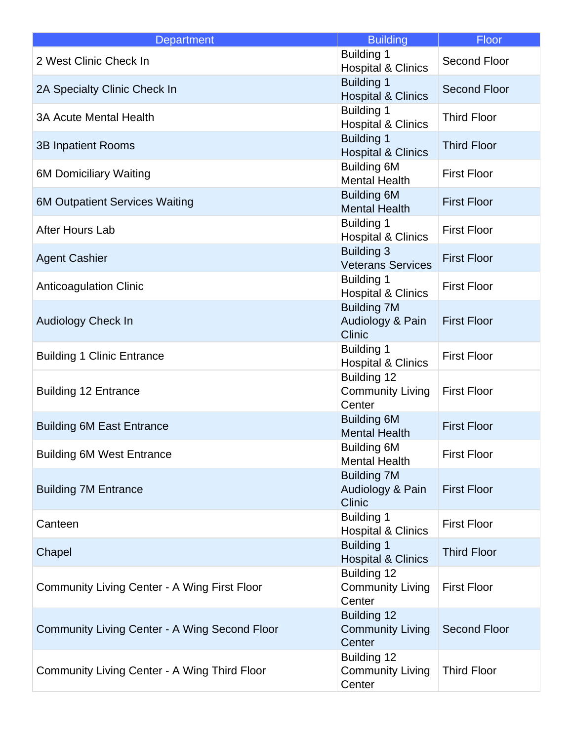| Department | Building | Floor |
| --- | --- | --- |
| 2 West Clinic Check In | Building 1 Hospital & Clinics | Second Floor |
| 2A Specialty Clinic Check In | Building 1 Hospital & Clinics | Second Floor |
| 3A Acute Mental Health | Building 1 Hospital & Clinics | Third Floor |
| 3B Inpatient Rooms | Building 1 Hospital & Clinics | Third Floor |
| 6M Domiciliary Waiting | Building 6M Mental Health | First Floor |
| 6M Outpatient Services Waiting | Building 6M Mental Health | First Floor |
| After Hours Lab | Building 1 Hospital & Clinics | First Floor |
| Agent Cashier | Building 3 Veterans Services | First Floor |
| Anticoagulation Clinic | Building 1 Hospital & Clinics | First Floor |
| Audiology Check In | Building 7M Audiology & Pain Clinic | First Floor |
| Building 1 Clinic Entrance | Building 1 Hospital & Clinics | First Floor |
| Building 12 Entrance | Building 12 Community Living Center | First Floor |
| Building 6M East Entrance | Building 6M Mental Health | First Floor |
| Building 6M West Entrance | Building 6M Mental Health | First Floor |
| Building 7M Entrance | Building 7M Audiology & Pain Clinic | First Floor |
| Canteen | Building 1 Hospital & Clinics | First Floor |
| Chapel | Building 1 Hospital & Clinics | Third Floor |
| Community Living Center - A Wing First Floor | Building 12 Community Living Center | First Floor |
| Community Living Center - A Wing Second Floor | Building 12 Community Living Center | Second Floor |
| Community Living Center - A Wing Third Floor | Building 12 Community Living Center | Third Floor |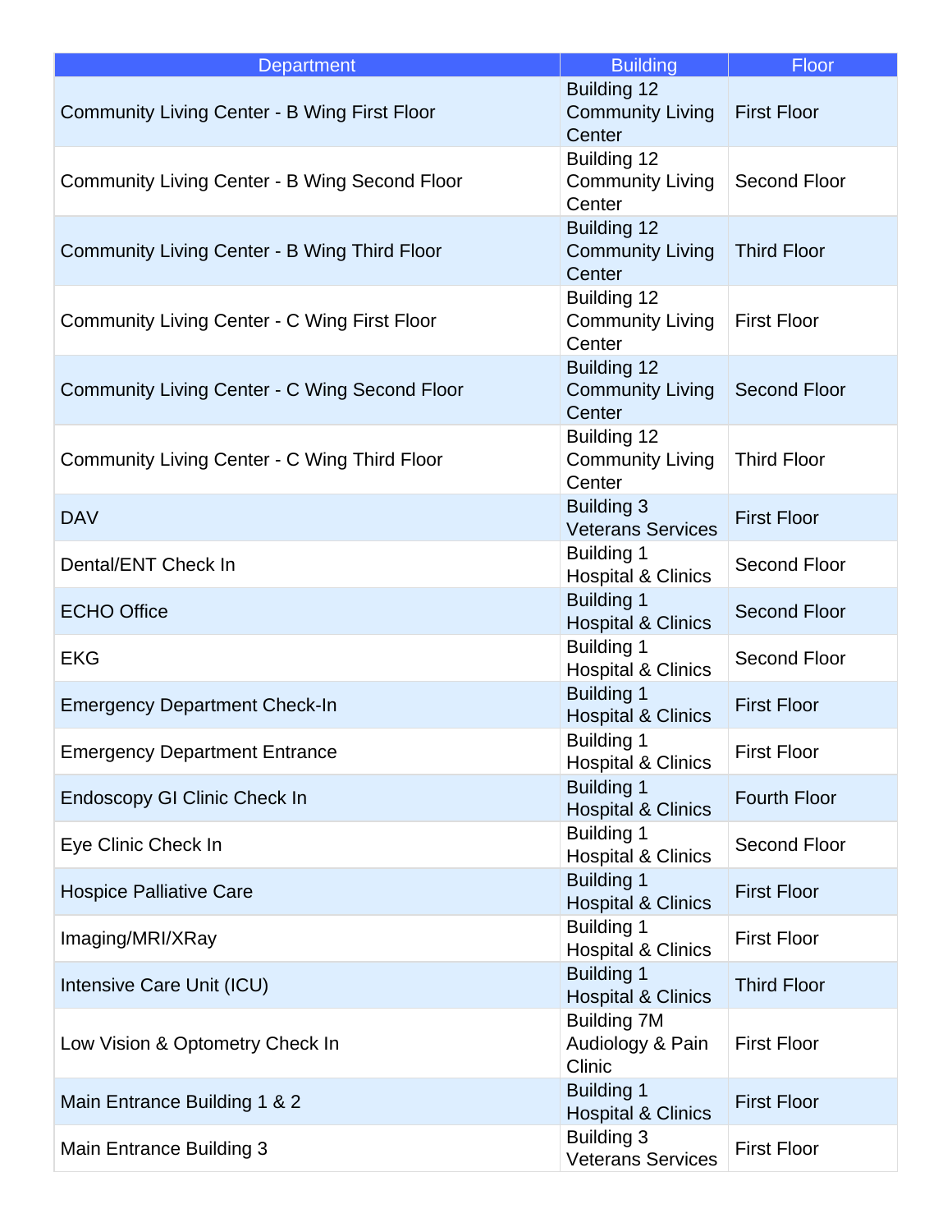| Department | Building | Floor |
|---|---|---|
| Community Living Center - B Wing First Floor | Building 12 Community Living Center | First Floor |
| Community Living Center - B Wing Second Floor | Building 12 Community Living Center | Second Floor |
| Community Living Center - B Wing Third Floor | Building 12 Community Living Center | Third Floor |
| Community Living Center - C Wing First Floor | Building 12 Community Living Center | First Floor |
| Community Living Center - C Wing Second Floor | Building 12 Community Living Center | Second Floor |
| Community Living Center - C Wing Third Floor | Building 12 Community Living Center | Third Floor |
| DAV | Building 3 Veterans Services | First Floor |
| Dental/ENT Check In | Building 1 Hospital & Clinics | Second Floor |
| ECHO Office | Building 1 Hospital & Clinics | Second Floor |
| EKG | Building 1 Hospital & Clinics | Second Floor |
| Emergency Department Check-In | Building 1 Hospital & Clinics | First Floor |
| Emergency Department Entrance | Building 1 Hospital & Clinics | First Floor |
| Endoscopy GI Clinic Check In | Building 1 Hospital & Clinics | Fourth Floor |
| Eye Clinic Check In | Building 1 Hospital & Clinics | Second Floor |
| Hospice Palliative Care | Building 1 Hospital & Clinics | First Floor |
| Imaging/MRI/XRay | Building 1 Hospital & Clinics | First Floor |
| Intensive Care Unit (ICU) | Building 1 Hospital & Clinics | Third Floor |
| Low Vision & Optometry Check In | Building 7M Audiology & Pain Clinic | First Floor |
| Main Entrance Building 1 & 2 | Building 1 Hospital & Clinics | First Floor |
| Main Entrance Building 3 | Building 3 Veterans Services | First Floor |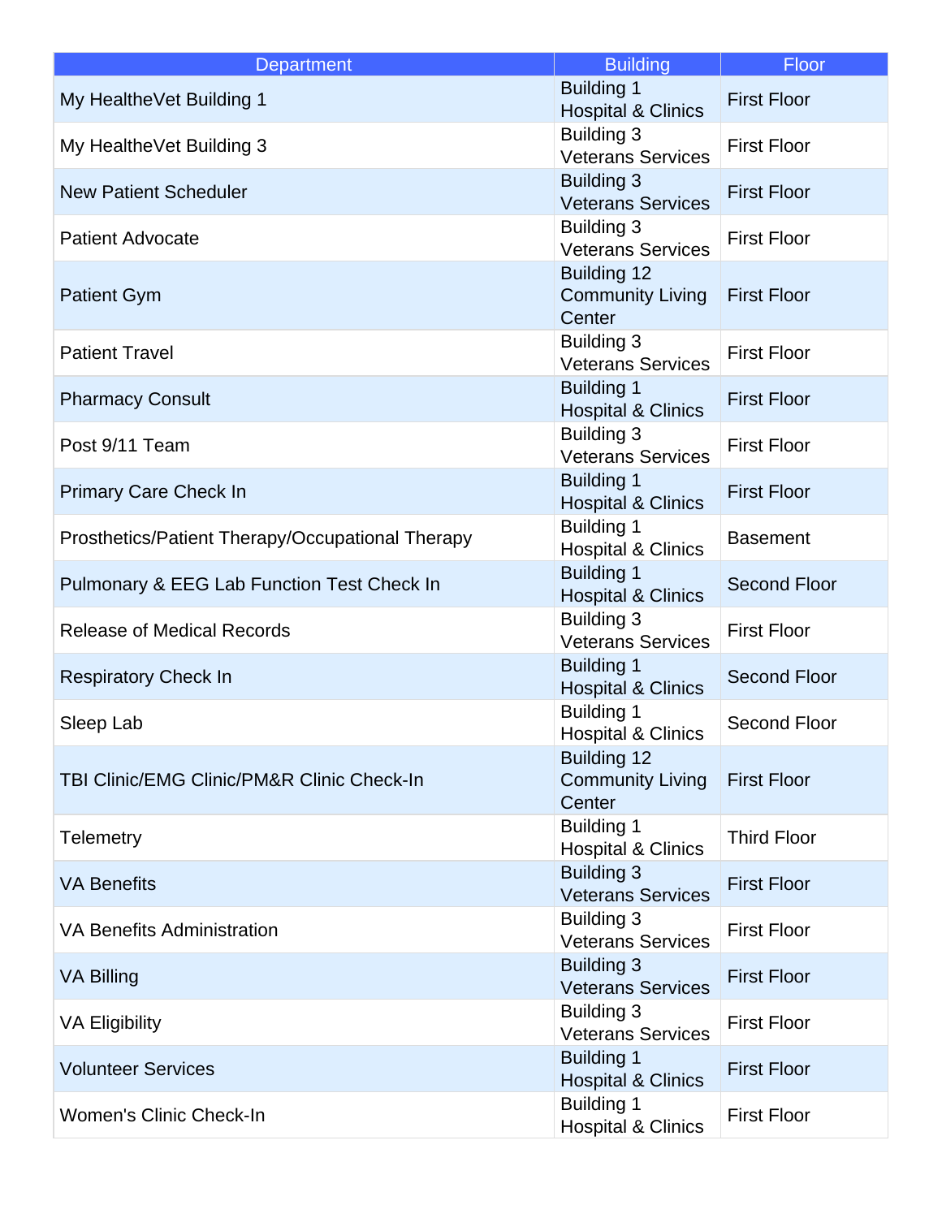| Department | Building | Floor |
| --- | --- | --- |
| My HealtheVet Building 1 | Building 1 Hospital & Clinics | First Floor |
| My HealtheVet Building 3 | Building 3 Veterans Services | First Floor |
| New Patient Scheduler | Building 3 Veterans Services | First Floor |
| Patient Advocate | Building 3 Veterans Services | First Floor |
| Patient Gym | Building 12 Community Living Center | First Floor |
| Patient Travel | Building 3 Veterans Services | First Floor |
| Pharmacy Consult | Building 1 Hospital & Clinics | First Floor |
| Post 9/11 Team | Building 3 Veterans Services | First Floor |
| Primary Care Check In | Building 1 Hospital & Clinics | First Floor |
| Prosthetics/Patient Therapy/Occupational Therapy | Building 1 Hospital & Clinics | Basement |
| Pulmonary & EEG Lab Function Test Check In | Building 1 Hospital & Clinics | Second Floor |
| Release of Medical Records | Building 3 Veterans Services | First Floor |
| Respiratory Check In | Building 1 Hospital & Clinics | Second Floor |
| Sleep Lab | Building 1 Hospital & Clinics | Second Floor |
| TBI Clinic/EMG Clinic/PM&R Clinic Check-In | Building 12 Community Living Center | First Floor |
| Telemetry | Building 1 Hospital & Clinics | Third Floor |
| VA Benefits | Building 3 Veterans Services | First Floor |
| VA Benefits Administration | Building 3 Veterans Services | First Floor |
| VA Billing | Building 3 Veterans Services | First Floor |
| VA Eligibility | Building 3 Veterans Services | First Floor |
| Volunteer Services | Building 1 Hospital & Clinics | First Floor |
| Women's Clinic Check-In | Building 1 Hospital & Clinics | First Floor |